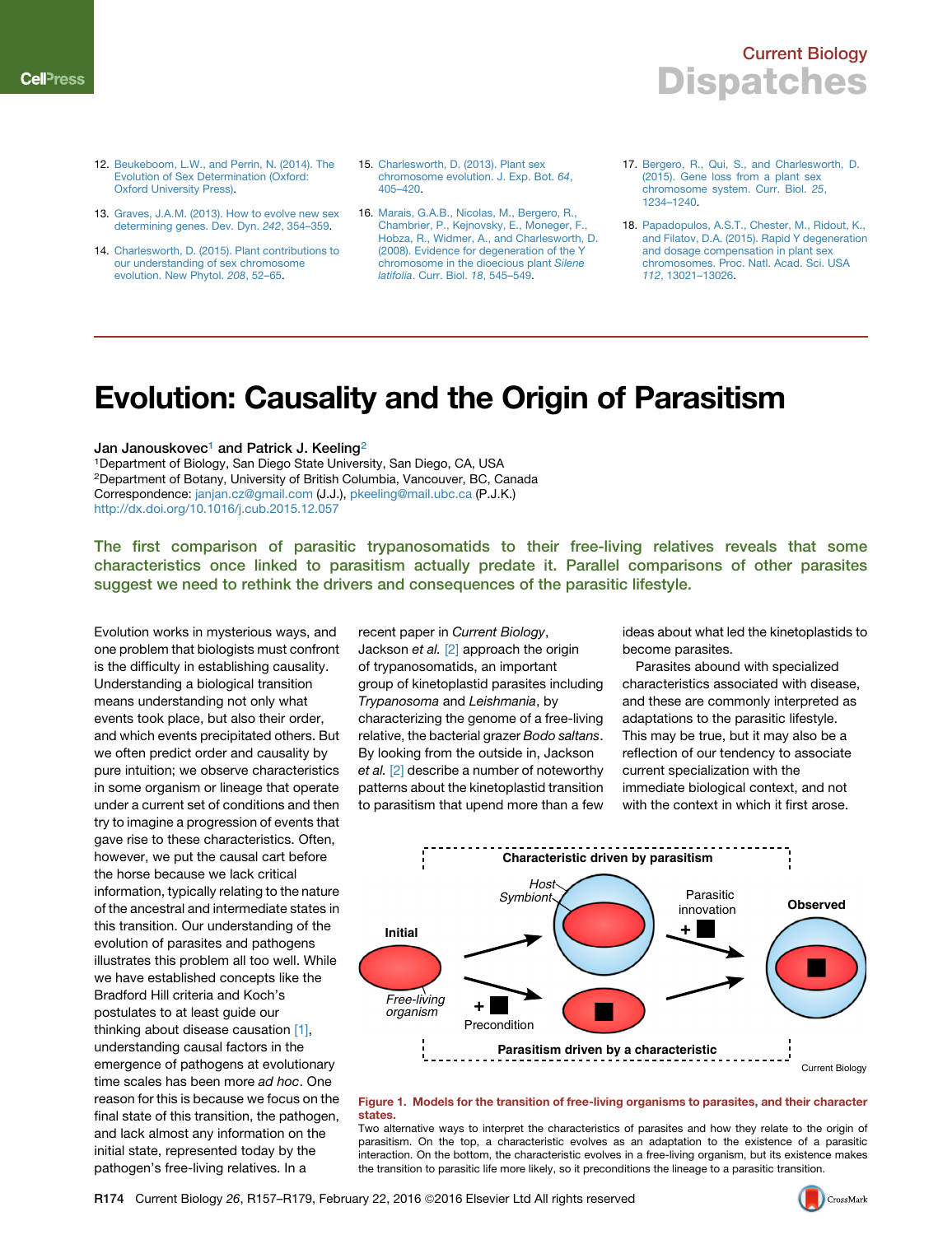12. Beukeboom, L.W., and Perrin, N. (2014). The Evolution of Sex Determination (Oxford: Oxford University Press).

13. Graves, J.A.M. (2013). How to evolve new sex determining genes. Dev. Dyn. *242*, 354–359.

14. Charlesworth, D. (2015). Plant contributions to our understanding of sex chromosome evolution. New Phytol. *208*, 52–65.

15. Charlesworth, D. (2013). Plant sex chromosome evolution. J. Exp. Bot. *64*, 405–420.

16. Marais, G.A.B., Nicolas, M., Bergero, R., Chambrier, P., Kejnovsky, E., Moneger, F., Hobza, R., Widmer, A., and Charlesworth, D. (2008). Evidence for degeneration of the Y chromosome in the dioecious plant *Silene latifolia*. Curr. Biol. *18*, 545–549.

17. Bergero, R., Qui, S., and Charlesworth, D. (2015). Gene loss from a plant sex chromosome system. Curr. Biol. *25*, 1234–1240.

18. Papadopulos, A.S.T., Chester, M., Ridout, K., and Filatov, D.A. (2015). Rapid Y degeneration and dosage compensation in plant sex chromosomes. Proc. Natl. Acad. Sci. USA *112*, 13021–13026.

# Evolution: Causality and the Origin of Parasitism

**Jan Janouskovec[1] and Patrick J. Keeling[2]**

[1]Department of Biology, San Diego State University, San Diego, CA, USA
[2]Department of Botany, University of British Columbia, Vancouver, BC, Canada
Correspondence: janjan.cz@gmail.com (J.J.), pkeeling@mail.ubc.ca (P.J.K.)
http://dx.doi.org/10.1016/j.cub.2015.12.057

**The first comparison of parasitic trypanosomatids to their free-living relatives reveals that some characteristics once linked to parasitism actually predate it. Parallel comparisons of other parasites suggest we need to rethink the drivers and consequences of the parasitic lifestyle.**

Evolution works in mysterious ways, and one problem that biologists must confront is the difficulty in establishing causality. Understanding a biological transition means understanding not only what events took place, but also their order, and which events precipitated others. But we often predict order and causality by pure intuition; we observe characteristics in some organism or lineage that operate under a current set of conditions and then try to imagine a progression of events that gave rise to these characteristics. Often, however, we put the causal cart before the horse because we lack critical information, typically relating to the nature of the ancestral and intermediate states in this transition. Our understanding of the evolution of parasites and pathogens illustrates this problem all too well. While we have established concepts like the Bradford Hill criteria and Koch's postulates to at least guide our thinking about disease causation [1], understanding causal factors in the emergence of pathogens at evolutionary time scales has been more *ad hoc*. One reason for this is because we focus on the final state of this transition, the pathogen, and lack almost any information on the initial state, represented today by the pathogen's free-living relatives. In a recent paper in *Current Biology*, Jackson *et al.* [2] approach the origin of trypanosomatids, an important group of kinetoplastid parasites including *Trypanosoma* and *Leishmania*, by characterizing the genome of a free-living relative, the bacterial grazer *Bodo saltans*. By looking from the outside in, Jackson *et al.* [2] describe a number of noteworthy patterns about the kinetoplastid transition to parasitism that upend more than a few ideas about what led the kinetoplastids to become parasites.

Parasites abound with specialized characteristics associated with disease, and these are commonly interpreted as adaptations to the parasitic lifestyle. This may be true, but it may also be a reflection of our tendency to associate current specialization with the immediate biological context, and not with the context in which it first arose.

Characteristic driven by parasitism
Host
Symbiont
Parasitic innovation
Initial
Observed
Free-living organism
Precondition
Parasitism driven by a characteristic

**Figure 1. Models for the transition of free-living organisms to parasites, and their character states.**
Two alternative ways to interpret the characteristics of parasites and how they relate to the origin of parasitism. On the top, a characteristic evolves as an adaptation to the existence of a parasitic interaction. On the bottom, a characteristic evolves in a free-living organism, but its existence makes the transition to parasitic life more likely, so it preconditions the lineage to a parasitic transition.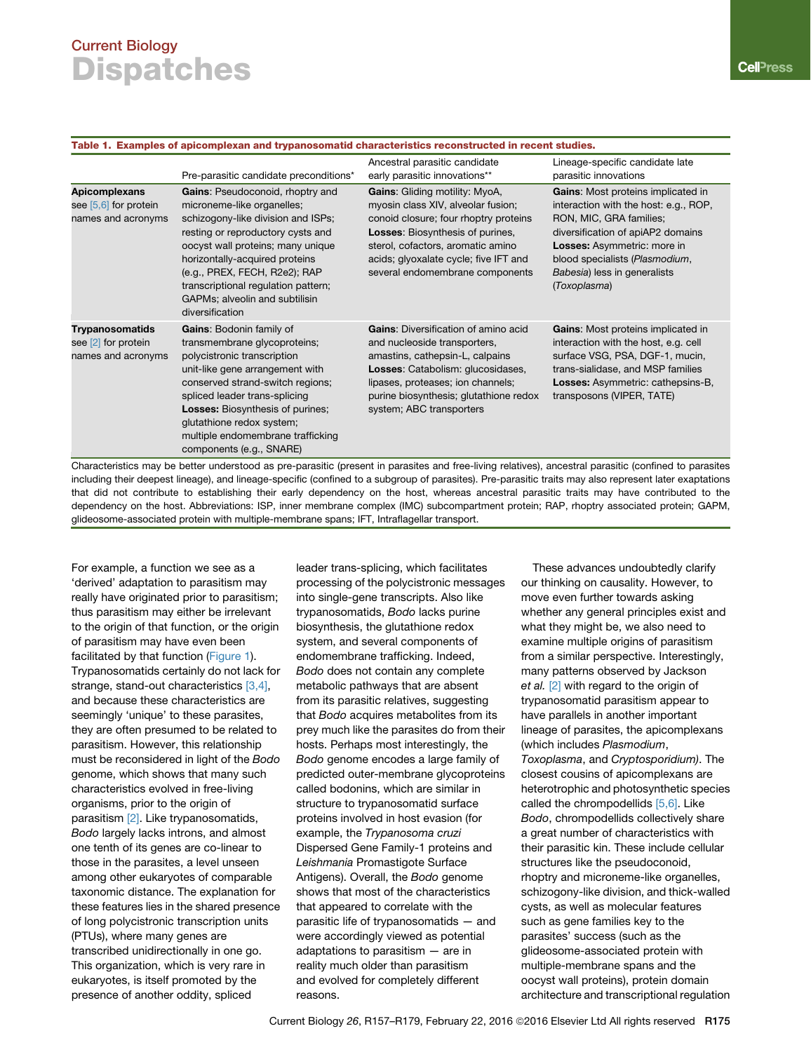**Table 1. Examples of apicomplexan and trypanosomatid characteristics reconstructed in recent studies.**

| | Pre-parasitic candidate preconditions* | Ancestral parasitic candidate early parasitic innovations** | Lineage-specific candidate late parasitic innovations |
|---|---|---|---|
| **Apicomplexans** see [5,6] for protein names and acronyms | **Gains**: Pseudoconoid, rhoptry and microneme-like organelles; schizogony-like division and ISPs; resting or reproductory cysts and oocyst wall proteins; many unique horizontally-acquired proteins (e.g., PREX, FECH, R2e2); RAP transcriptional regulation pattern; GAPMs; alveolin and subtilisin diversification | **Gains**: Gliding motility: MyoA, myosin class XIV, alveolar fusion; conoid closure; four rhoptry proteins **Losses**: Biosynthesis of purines, sterol, cofactors, aromatic amino acids; glyoxalate cycle; five IFT and several endomembrane components | **Gains**: Most proteins implicated in interaction with the host: e.g., ROP, RON, MIC, GRA families; diversification of apiAP2 domains **Losses:** Asymmetric: more in blood specialists (*Plasmodium*, *Babesia*) less in generalists (*Toxoplasma*) |
| **Trypanosomatids** see [2] for protein names and acronyms | **Gains**: Bodonin family of transmembrane glycoproteins; polycistronic transcription unit-like gene arrangement with conserved strand-switch regions; spliced leader trans-splicing **Losses:** Biosynthesis of purines; glutathione redox system; multiple endomembrane trafficking components (e.g., SNARE) | **Gains**: Diversification of amino acid and nucleoside transporters, amastins, cathepsin-L, calpains **Losses**: Catabolism: glucosidases, lipases, proteases; ion channels; purine biosynthesis; glutathione redox system; ABC transporters | **Gains**: Most proteins implicated in interaction with the host, e.g. cell surface VSG, PSA, DGF-1, mucin, trans-sialidase, and MSP families **Losses:** Asymmetric: cathepsins-B, transposons (VIPER, TATE) |

Characteristics may be better understood as pre-parasitic (present in parasites and free-living relatives), ancestral parasitic (confined to parasites including their deepest lineage), and lineage-specific (confined to a subgroup of parasites). Pre-parasitic traits may also represent later exaptations that did not contribute to establishing their early dependency on the host, whereas ancestral parasitic traits may have contributed to the dependency on the host. Abbreviations: ISP, inner membrane complex (IMC) subcompartment protein; RAP, rhoptry associated protein; GAPM, glideosome-associated protein with multiple-membrane spans; IFT, Intraflagellar transport.

For example, a function we see as a 'derived' adaptation to parasitism may really have originated prior to parasitism; thus parasitism may either be irrelevant to the origin of that function, or the origin of parasitism may have even been facilitated by that function (Figure 1). Trypanosomatids certainly do not lack for strange, stand-out characteristics [3,4], and because these characteristics are seemingly 'unique' to these parasites, they are often presumed to be related to parasitism. However, this relationship must be reconsidered in light of the *Bodo* genome, which shows that many such characteristics evolved in free-living organisms, prior to the origin of parasitism [2]. Like trypanosomatids, *Bodo* largely lacks introns, and almost one tenth of its genes are co-linear to those in the parasites, a level unseen among other eukaryotes of comparable taxonomic distance. The explanation for these features lies in the shared presence of long polycistronic transcription units (PTUs), where many genes are transcribed unidirectionally in one go. This organization, which is very rare in eukaryotes, is itself promoted by the presence of another oddity, spliced leader trans-splicing, which facilitates processing of the polycistronic messages into single-gene transcripts. Also like trypanosomatids, *Bodo* lacks purine biosynthesis, the glutathione redox system, and several components of endomembrane trafficking. Indeed, *Bodo* does not contain any complete metabolic pathways that are absent from its parasitic relatives, suggesting that *Bodo* acquires metabolites from its prey much like the parasites do from their hosts. Perhaps most interestingly, the *Bodo* genome encodes a large family of predicted outer-membrane glycoproteins called bodonins, which are similar in structure to trypanosomatid surface proteins involved in host evasion (for example, the *Trypanosoma cruzi* Dispersed Gene Family-1 proteins and *Leishmania* Promastigote Surface Antigens). Overall, the *Bodo* genome shows that most of the characteristics that appeared to correlate with the parasitic life of trypanosomatids — and were accordingly viewed as potential adaptations to parasitism — are in reality much older than parasitism and evolved for completely different reasons.

These advances undoubtedly clarify our thinking on causality. However, to move even further towards asking whether any general principles exist and what they might be, we also need to examine multiple origins of parasitism from a similar perspective. Interestingly, many patterns observed by Jackson *et al.* [2] with regard to the origin of trypanosomatid parasitism appear to have parallels in another important lineage of parasites, the apicomplexans (which includes *Plasmodium*, *Toxoplasma*, and *Cryptosporidium)*. The closest cousins of apicomplexans are heterotrophic and photosynthetic species called the chrompodellids [5,6]. Like *Bodo*, chrompodellids collectively share a great number of characteristics with their parasitic kin. These include cellular structures like the pseudoconoid, rhoptry and microneme-like organelles, schizogony-like division, and thick-walled cysts, as well as molecular features such as gene families key to the parasites' success (such as the glideosome-associated protein with multiple-membrane spans and the oocyst wall proteins), protein domain architecture and transcriptional regulation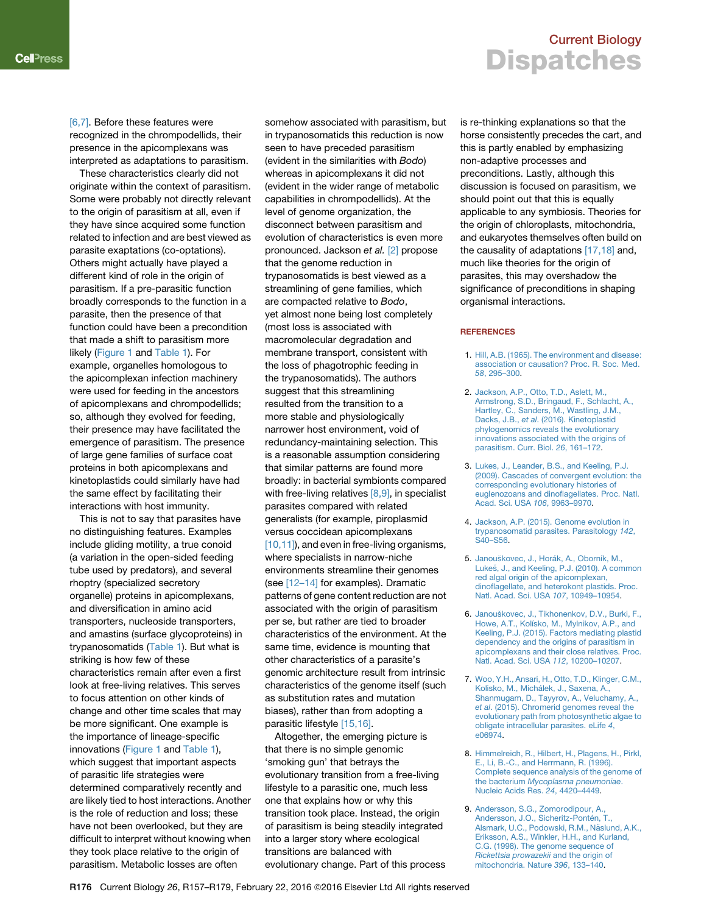[6,7]. Before these features were recognized in the chrompodellids, their presence in the apicomplexans was interpreted as adaptations to parasitism.

These characteristics clearly did not originate within the context of parasitism. Some were probably not directly relevant to the origin of parasitism at all, even if they have since acquired some function related to infection and are best viewed as parasite exaptations (co-optations). Others might actually have played a different kind of role in the origin of parasitism. If a pre-parasitic function broadly corresponds to the function in a parasite, then the presence of that function could have been a precondition that made a shift to parasitism more likely (Figure 1 and Table 1). For example, organelles homologous to the apicomplexan infection machinery were used for feeding in the ancestors of apicomplexans and chrompodellids; so, although they evolved for feeding, their presence may have facilitated the emergence of parasitism. The presence of large gene families of surface coat proteins in both apicomplexans and kinetoplastids could similarly have had the same effect by facilitating their interactions with host immunity.

This is not to say that parasites have no distinguishing features. Examples include gliding motility, a true conoid (a variation in the open-sided feeding tube used by predators), and several rhoptry (specialized secretory organelle) proteins in apicomplexans, and diversification in amino acid transporters, nucleoside transporters, and amastins (surface glycoproteins) in trypanosomatids (Table 1). But what is striking is how few of these characteristics remain after even a first look at free-living relatives. This serves to focus attention on other kinds of change and other time scales that may be more significant. One example is the importance of lineage-specific innovations (Figure 1 and Table 1), which suggest that important aspects of parasitic life strategies were determined comparatively recently and are likely tied to host interactions. Another is the role of reduction and loss; these have not been overlooked, but they are difficult to interpret without knowing when they took place relative to the origin of parasitism. Metabolic losses are often somehow associated with parasitism, but in trypanosomatids this reduction is now seen to have preceded parasitism (evident in the similarities with *Bodo*) whereas in apicomplexans it did not (evident in the wider range of metabolic capabilities in chrompodellids). At the level of genome organization, the disconnect between parasitism and evolution of characteristics is even more pronounced. Jackson *et al.* [2] propose that the genome reduction in trypanosomatids is best viewed as a streamlining of gene families, which are compacted relative to *Bodo*, yet almost none being lost completely (most loss is associated with macromolecular degradation and membrane transport, consistent with the loss of phagotrophic feeding in the trypanosomatids). The authors suggest that this streamlining resulted from the transition to a more stable and physiologically narrower host environment, void of redundancy-maintaining selection. This is a reasonable assumption considering that similar patterns are found more broadly: in bacterial symbionts compared with free-living relatives [8,9], in specialist parasites compared with related generalists (for example, piroplasmid versus coccidean apicomplexans [10,11]), and even in free-living organisms, where specialists in narrow-niche environments streamline their genomes (see [12–14] for examples). Dramatic patterns of gene content reduction are not associated with the origin of parasitism per se, but rather are tied to broader characteristics of the environment. At the same time, evidence is mounting that other characteristics of a parasite's genomic architecture result from intrinsic characteristics of the genome itself (such as substitution rates and mutation biases), rather than from adopting a parasitic lifestyle [15,16].

Altogether, the emerging picture is that there is no simple genomic 'smoking gun' that betrays the evolutionary transition from a free-living lifestyle to a parasitic one, much less one that explains how or why this transition took place. Instead, the origin of parasitism is being steadily integrated into a larger story where ecological transitions are balanced with evolutionary change. Part of this process is re-thinking explanations so that the horse consistently precedes the cart, and this is partly enabled by emphasizing non-adaptive processes and preconditions. Lastly, although this discussion is focused on parasitism, we should point out that this is equally applicable to any symbiosis. Theories for the origin of chloroplasts, mitochondria, and eukaryotes themselves often build on the causality of adaptations [17,18] and, much like theories for the origin of parasites, this may overshadow the significance of preconditions in shaping organismal interactions.

## REFERENCES

1. Hill, A.B. (1965). The environment and disease: association or causation? Proc. R. Soc. Med. *58*, 295–300.
2. Jackson, A.P., Otto, T.D., Aslett, M., Armstrong, S.D., Bringaud, F., Schlacht, A., Hartley, C., Sanders, M., Wastling, J.M., Dacks, J.B., *et al.* (2016). Kinetoplastid phylogenomics reveals the evolutionary innovations associated with the origins of parasitism. Curr. Biol. *26*, 161–172.
3. Lukes, J., Leander, B.S., and Keeling, P.J. (2009). Cascades of convergent evolution: the corresponding evolutionary histories of euglenozoans and dinoflagellates. Proc. Natl. Acad. Sci. USA *106*, 9963–9970.
4. Jackson, A.P. (2015). Genome evolution in trypanosomatid parasites. Parasitology *142*, S40–S56.
5. Janouškovec, J., Horák, A., Oborník, M., Lukes, J., and Keeling, P.J. (2010). A common red algal origin of the apicomplexan, dinoflagellate, and heterokont plastids. Proc. Natl. Acad. Sci. USA *107*, 10949–10954.
6. Janouškovec, J., Tikhonenkov, D.V., Burki, F., Howe, A.T., Kolísko, M., Mylnikov, A.P., and Keeling, P.J. (2015). Factors mediating plastid dependency and the origins of parasitism in apicomplexans and their close relatives. Proc. Natl. Acad. Sci. USA *112*, 10200–10207.
7. Woo, Y.H., Ansari, H., Otto, T.D., Klinger, C.M., Kolisko, M., Michálek, J., Saxena, A., Shanmugam, D., Tayyrov, A., Veluchamy, A., *et al.* (2015). Chromerid genomes reveal the evolutionary path from photosynthetic algae to obligate intracellular parasites. eLife *4*, e06974.
8. Himmelreich, R., Hilbert, H., Plagens, H., Pirkl, E., Li, B.-C., and Herrmann, R. (1996). Complete sequence analysis of the genome of the bacterium *Mycoplasma pneumoniae*. Nucleic Acids Res. *24*, 4420–4449.
9. Andersson, S.G., Zomorodipour, A., Andersson, J.O., Sicheritz-Pontén, T., Alsmark, U.C., Podowski, R.M., Näslund, A.K., Eriksson, A.S., Winkler, H.H., and Kurland, C.G. (1998). The genome sequence of *Rickettsia prowazekii* and the origin of mitochondria. Nature *396*, 133–140.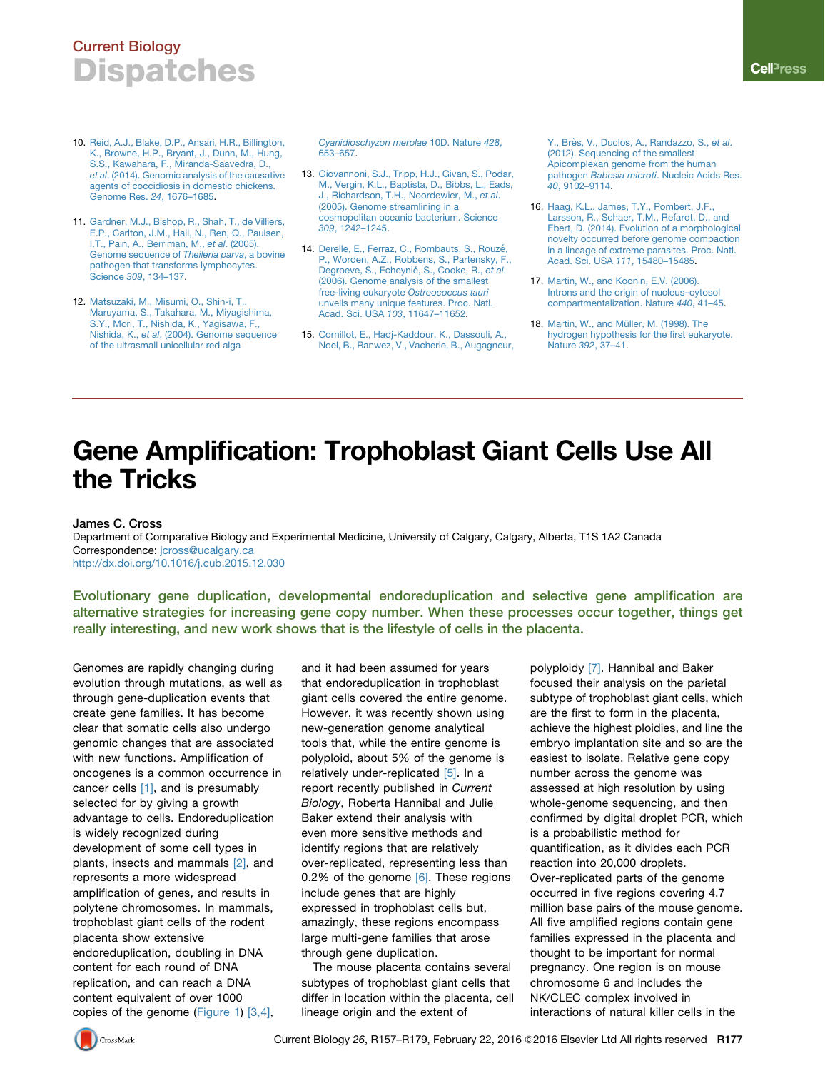10. Reid, A.J., Blake, D.P., Ansari, H.R., Billington, K., Browne, H.P., Bryant, J., Dunn, M., Hung, S.S., Kawahara, F., Miranda-Saavedra, D., *et al*. (2014). Genomic analysis of the causative agents of coccidiosis in domestic chickens. Genome Res. *24*, 1676–1685.

11. Gardner, M.J., Bishop, R., Shah, T., de Villiers, E.P., Carlton, J.M., Hall, N., Ren, Q., Paulsen, I.T., Pain, A., Berriman, M., *et al*. (2005). Genome sequence of *Theileria parva*, a bovine pathogen that transforms lymphocytes. Science *309*, 134–137.

12. Matsuzaki, M., Misumi, O., Shin-i, T., Maruyama, S., Takahara, M., Miyagishima, S.Y., Mori, T., Nishida, K., Yagisawa, F., Nishida, K., *et al*. (2004). Genome sequence of the ultrasmall unicellular red alga *Cyanidioschyzon merolae* 10D. Nature *428*, 653–657.

13. Giovannoni, S.J., Tripp, H.J., Givan, S., Podar, M., Vergin, K.L., Baptista, D., Bibbs, L., Eads, J., Richardson, T.H., Noordewier, M., *et al*. (2005). Genome streamlining in a cosmopolitan oceanic bacterium. Science *309*, 1242–1245.

14. Derelle, E., Ferraz, C., Rombauts, S., Rouzé, P., Worden, A.Z., Robbens, S., Partensky, F., Degroeve, S., Echeynié, S., Cooke, R., *et al*. (2006). Genome analysis of the smallest free-living eukaryote *Ostreococcus tauri* unveils many unique features. Proc. Natl. Acad. Sci. USA *103*, 11647–11652.

15. Cornillot, E., Hadj-Kaddour, K., Dassouli, A., Noel, B., Ranwez, V., Vacherie, B., Augagneur, Y., Brès, V., Duclos, A., Randazzo, S., *et al*. (2012). Sequencing of the smallest Apicomplexan genome from the human pathogen *Babesia microti*. Nucleic Acids Res. *40*, 9102–9114.

16. Haag, K.L., James, T.Y., Pombert, J.F., Larsson, R., Schaer, T.M., Refardt, D., and Ebert, D. (2014). Evolution of a morphological novelty occurred before genome compaction in a lineage of extreme parasites. Proc. Natl. Acad. Sci. USA *111*, 15480–15485.

17. Martin, W., and Koonin, E.V. (2006). Introns and the origin of nucleus–cytosol compartmentalization. Nature *440*, 41–45.

18. Martin, W., and Müller, M. (1998). The hydrogen hypothesis for the first eukaryote. Nature *392*, 37–41.

# Gene Amplification: Trophoblast Giant Cells Use All the Tricks

**James C. Cross**

Department of Comparative Biology and Experimental Medicine, University of Calgary, Calgary, Alberta, T1S 1A2 Canada

Correspondence: jcross@ucalgary.ca

http://dx.doi.org/10.1016/j.cub.2015.12.030

**Evolutionary gene duplication, developmental endoreduplication and selective gene amplification are alternative strategies for increasing gene copy number. When these processes occur together, things get really interesting, and new work shows that is the lifestyle of cells in the placenta.**

Genomes are rapidly changing during evolution through mutations, as well as through gene-duplication events that create gene families. It has become clear that somatic cells also undergo genomic changes that are associated with new functions. Amplification of oncogenes is a common occurrence in cancer cells [1], and is presumably selected for by giving a growth advantage to cells. Endoreduplication is widely recognized during development of some cell types in plants, insects and mammals [2], and represents a more widespread amplification of genes, and results in polytene chromosomes. In mammals, trophoblast giant cells of the rodent placenta show extensive endoreduplication, doubling in DNA content for each round of DNA replication, and can reach a DNA content equivalent of over 1000 copies of the genome (Figure 1) [3,4], and it had been assumed for years that endoreduplication in trophoblast giant cells covered the entire genome. However, it was recently shown using new-generation genome analytical tools that, while the entire genome is polyploid, about 5% of the genome is relatively under-replicated [5]. In a report recently published in *Current Biology*, Roberta Hannibal and Julie Baker extend their analysis with even more sensitive methods and identify regions that are relatively over-replicated, representing less than 0.2% of the genome [6]. These regions include genes that are highly expressed in trophoblast cells but, amazingly, these regions encompass large multi-gene families that arose through gene duplication.

The mouse placenta contains several subtypes of trophoblast giant cells that differ in location within the placenta, cell lineage origin and the extent of polyploidy [7]. Hannibal and Baker focused their analysis on the parietal subtype of trophoblast giant cells, which are the first to form in the placenta, achieve the highest ploidies, and line the embryo implantation site and so are the easiest to isolate. Relative gene copy number across the genome was assessed at high resolution by using whole-genome sequencing, and then confirmed by digital droplet PCR, which is a probabilistic method for quantification, as it divides each PCR reaction into 20,000 droplets. Over-replicated parts of the genome occurred in five regions covering 4.7 million base pairs of the mouse genome. All five amplified regions contain gene families expressed in the placenta and thought to be important for normal pregnancy. One region is on mouse chromosome 6 and includes the NK/CLEC complex involved in interactions of natural killer cells in the